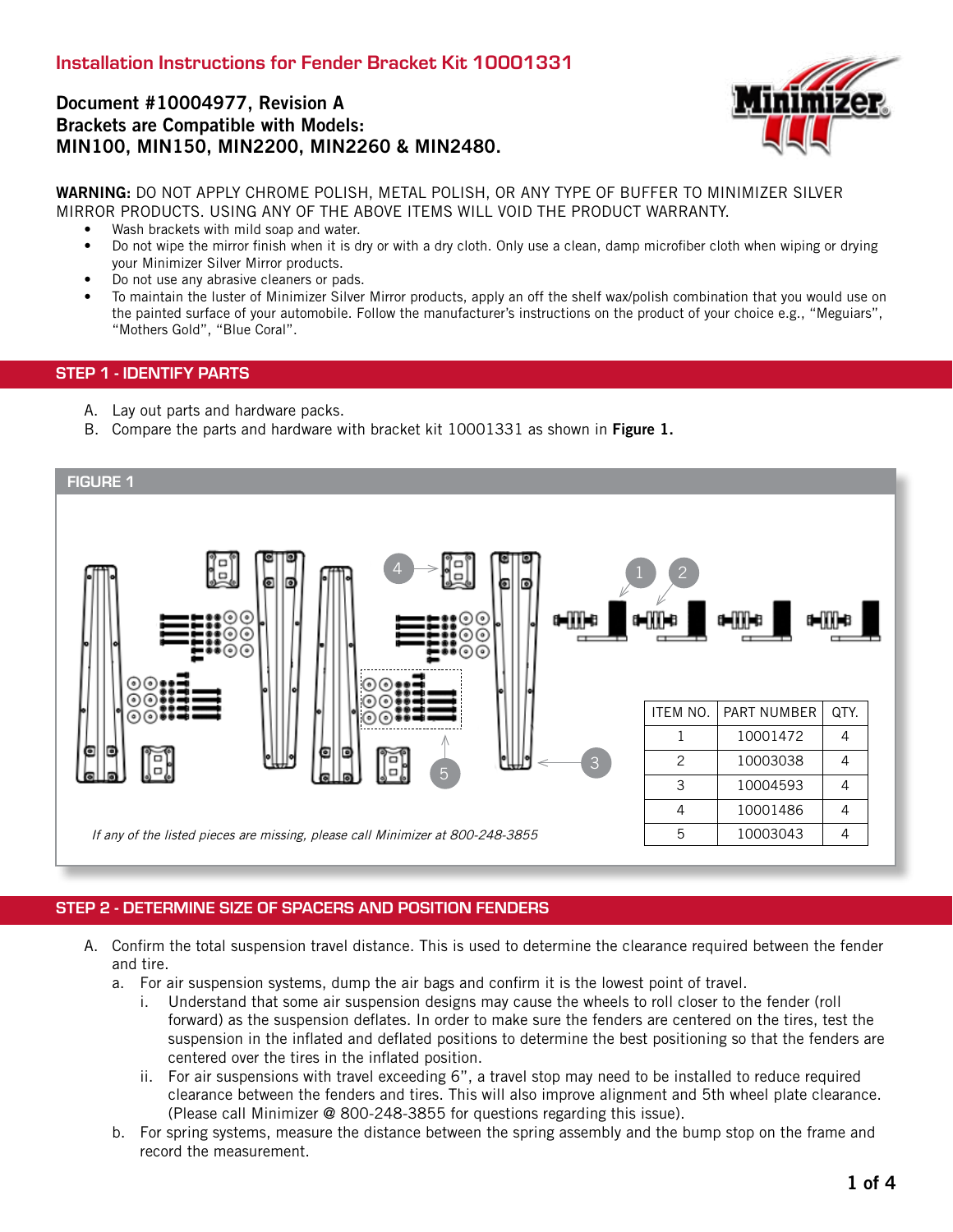# Installation Instructions for Fender Bracket Kit 10001331

**Document #10004977, Revision A**
**Brackets are Compatible with Models:**
**MIN100, MIN150, MIN2200, MIN2260 & MIN2480.**

**WARNING:** DO NOT APPLY CHROME POLISH, METAL POLISH, OR ANY TYPE OF BUFFER TO MINIMIZER SILVER MIRROR PRODUCTS. USING ANY OF THE ABOVE ITEMS WILL VOID THE PRODUCT WARRANTY.

- Wash brackets with mild soap and water.
- Do not wipe the mirror finish when it is dry or with a dry cloth. Only use a clean, damp microfiber cloth when wiping or drying your Minimizer Silver Mirror products.
- Do not use any abrasive cleaners or pads.
- To maintain the luster of Minimizer Silver Mirror products, apply an off the shelf wax/polish combination that you would use on the painted surface of your automobile. Follow the manufacturer's instructions on the product of your choice e.g., "Meguiars", "Mothers Gold", "Blue Coral".

## STEP 1 - IDENTIFY PARTS

A. Lay out parts and hardware packs.
B. Compare the parts and hardware with bracket kit 10001331 as shown in **Figure 1.**

### FIGURE 1

| ITEM NO. | PART NUMBER | QTY. |
|---|---|---|
| 1 | 10001472 | 4 |
| 2 | 10003038 | 4 |
| 3 | 10004593 | 4 |
| 4 | 10001486 | 4 |
| 5 | 10003043 | 4 |

*If any of the listed pieces are missing, please call Minimizer at 800-248-3855*

## STEP 2 - DETERMINE SIZE OF SPACERS AND POSITION FENDERS

A. Confirm the total suspension travel distance. This is used to determine the clearance required between the fender and tire.
   a. For air suspension systems, dump the air bags and confirm it is the lowest point of travel.
      i. Understand that some air suspension designs may cause the wheels to roll closer to the fender (roll forward) as the suspension deflates. In order to make sure the fenders are centered on the tires, test the suspension in the inflated and deflated positions to determine the best positioning so that the fenders are centered over the tires in the inflated position.
      ii. For air suspensions with travel exceeding 6", a travel stop may need to be installed to reduce required clearance between the fenders and tires. This will also improve alignment and 5th wheel plate clearance. (Please call Minimizer @ 800-248-3855 for questions regarding this issue).
   b. For spring systems, measure the distance between the spring assembly and the bump stop on the frame and record the measurement.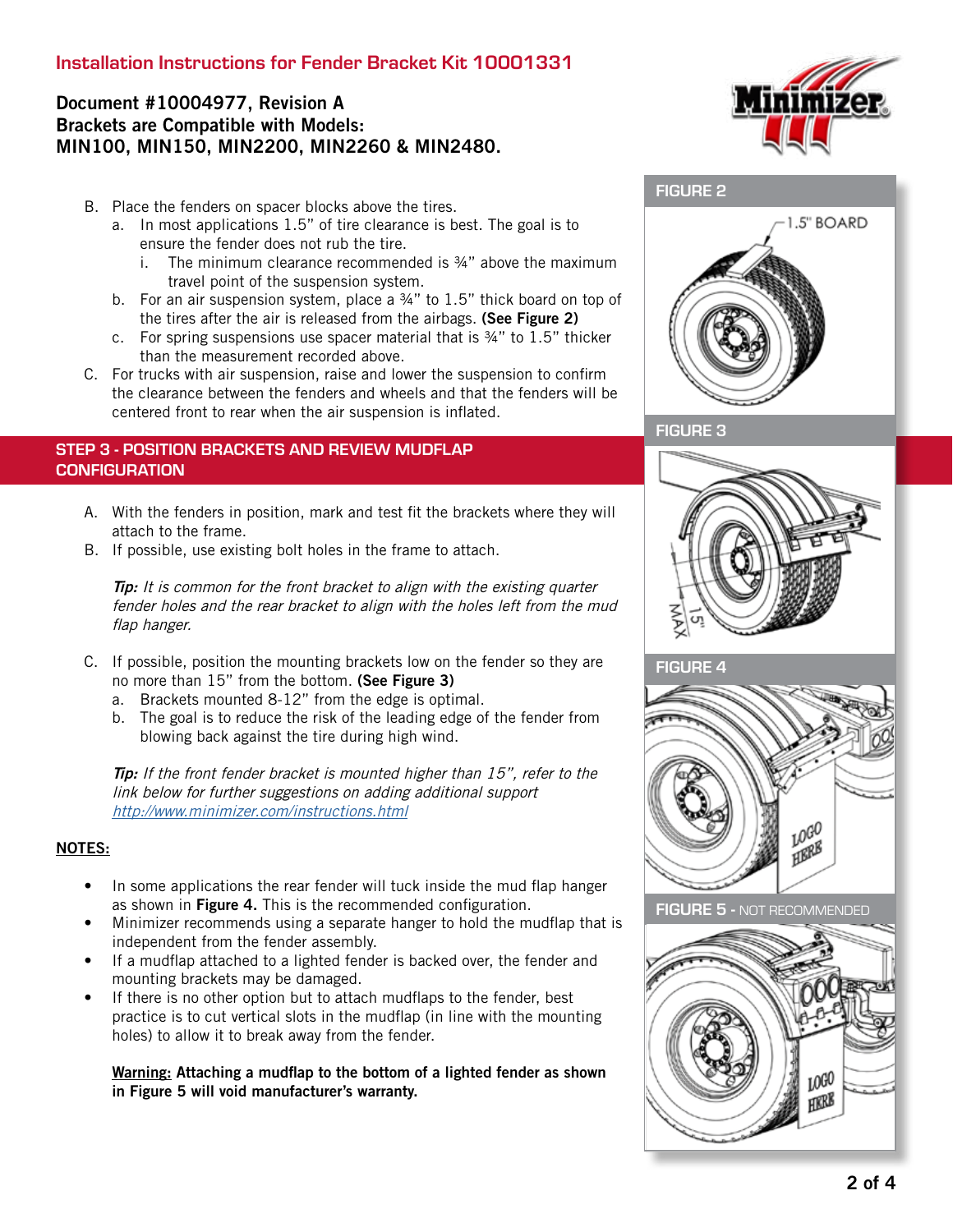# Installation Instructions for Fender Bracket Kit 10001331

**Document #10004977, Revision A**
**Brackets are Compatible with Models:**
**MIN100, MIN150, MIN2200, MIN2260 & MIN2480.**

B. Place the fenders on spacer blocks above the tires.
   a. In most applications 1.5" of tire clearance is best. The goal is to ensure the fender does not rub the tire.
      i. The minimum clearance recommended is ¾" above the maximum travel point of the suspension system.
   b. For an air suspension system, place a ¾" to 1.5" thick board on top of the tires after the air is released from the airbags. **(See Figure 2)**
   c. For spring suspensions use spacer material that is ¾" to 1.5" thicker than the measurement recorded above.

C. For trucks with air suspension, raise and lower the suspension to confirm the clearance between the fenders and wheels and that the fenders will be centered front to rear when the air suspension is inflated.

FIGURE 2

1.5" BOARD

FIGURE 3

15" MAX

## STEP 3 - POSITION BRACKETS AND REVIEW MUDFLAP CONFIGURATION

A. With the fenders in position, mark and test fit the brackets where they will attach to the frame.

B. If possible, use existing bolt holes in the frame to attach.

*__Tip:__ It is common for the front bracket to align with the existing quarter fender holes and the rear bracket to align with the holes left from the mud flap hanger.*

C. If possible, position the mounting brackets low on the fender so they are no more than 15" from the bottom. **(See Figure 3)**
   a. Brackets mounted 8-12" from the edge is optimal.
   b. The goal is to reduce the risk of the leading edge of the fender from blowing back against the tire during high wind.

*__Tip:__ If the front fender bracket is mounted higher than 15", refer to the link below for further suggestions on adding additional support* http://www.minimizer.com/instructions.html

FIGURE 4

LOGO HERE

## NOTES:

- In some applications the rear fender will tuck inside the mud flap hanger as shown in **Figure 4.** This is the recommended configuration.
- Minimizer recommends using a separate hanger to hold the mudflap that is independent from the fender assembly.
- If a mudflap attached to a lighted fender is backed over, the fender and mounting brackets may be damaged.
- If there is no other option but to attach mudflaps to the fender, best practice is to cut vertical slots in the mudflap (in line with the mounting holes) to allow it to break away from the fender.

**Warning: Attaching a mudflap to the bottom of a lighted fender as shown in Figure 5 will void manufacturer's warranty.**

FIGURE 5 - NOT RECOMMENDED

LOGO HERE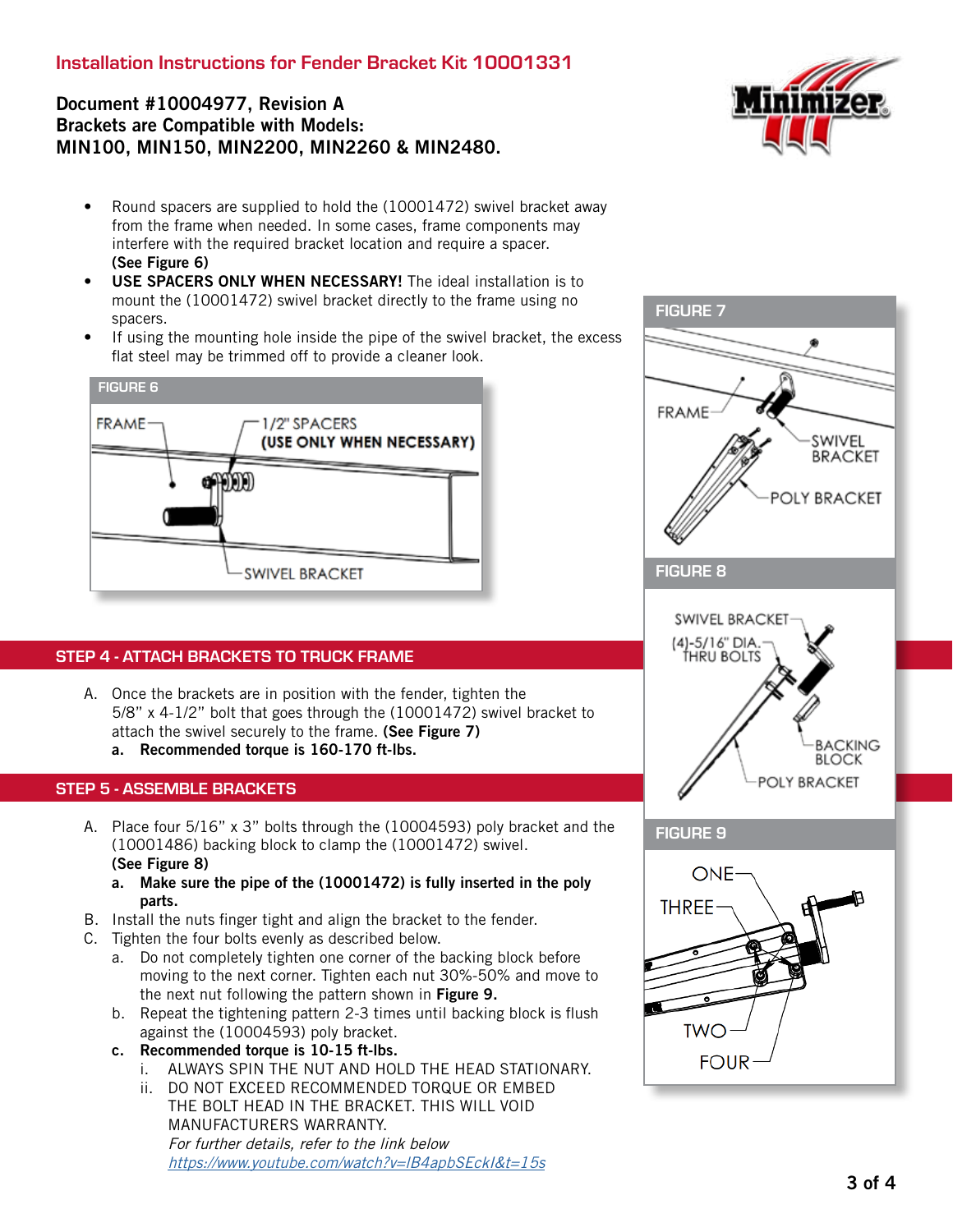## Installation Instructions for Fender Bracket Kit 10001331

**Document #10004977, Revision A**
**Brackets are Compatible with Models:**
**MIN100, MIN150, MIN2200, MIN2260 & MIN2480.**

- Round spacers are supplied to hold the (10001472) swivel bracket away from the frame when needed. In some cases, frame components may interfere with the required bracket location and require a spacer. **(See Figure 6)**
- **USE SPACERS ONLY WHEN NECESSARY!** The ideal installation is to mount the (10001472) swivel bracket directly to the frame using no spacers.
- If using the mounting hole inside the pipe of the swivel bracket, the excess flat steel may be trimmed off to provide a cleaner look.

FIGURE 6

FRAME — 1/2" SPACERS **(USE ONLY WHEN NECESSARY)** — SWIVEL BRACKET

## STEP 4 - ATTACH BRACKETS TO TRUCK FRAME

A. Once the brackets are in position with the fender, tighten the 5/8" x 4-1/2" bolt that goes through the (10001472) swivel bracket to attach the swivel securely to the frame. **(See Figure 7)**
   **a. Recommended torque is 160-170 ft-lbs.**

## STEP 5 - ASSEMBLE BRACKETS

A. Place four 5/16" x 3" bolts through the (10004593) poly bracket and the (10001486) backing block to clamp the (10001472) swivel. **(See Figure 8)**
   **a. Make sure the pipe of the (10001472) is fully inserted in the poly parts.**

B. Install the nuts finger tight and align the bracket to the fender.

C. Tighten the four bolts evenly as described below.
   a. Do not completely tighten one corner of the backing block before moving to the next corner. Tighten each nut 30%-50% and move to the next nut following the pattern shown in **Figure 9.**
   b. Repeat the tightening pattern 2-3 times until backing block is flush against the (10004593) poly bracket.
   **c. Recommended torque is 10-15 ft-lbs.**
      i. ALWAYS SPIN THE NUT AND HOLD THE HEAD STATIONARY.
      ii. DO NOT EXCEED RECOMMENDED TORQUE OR EMBED THE BOLT HEAD IN THE BRACKET. THIS WILL VOID MANUFACTURERS WARRANTY.
      *For further details, refer to the link below*
      *https://www.youtube.com/watch?v=IB4apbSEckI&t=15s*

FIGURE 7

FRAME — SWIVEL BRACKET — POLY BRACKET

FIGURE 8

SWIVEL BRACKET — (4)-5/16" DIA. THRU BOLTS — BACKING BLOCK — POLY BRACKET

FIGURE 9

ONE — THREE — TWO — FOUR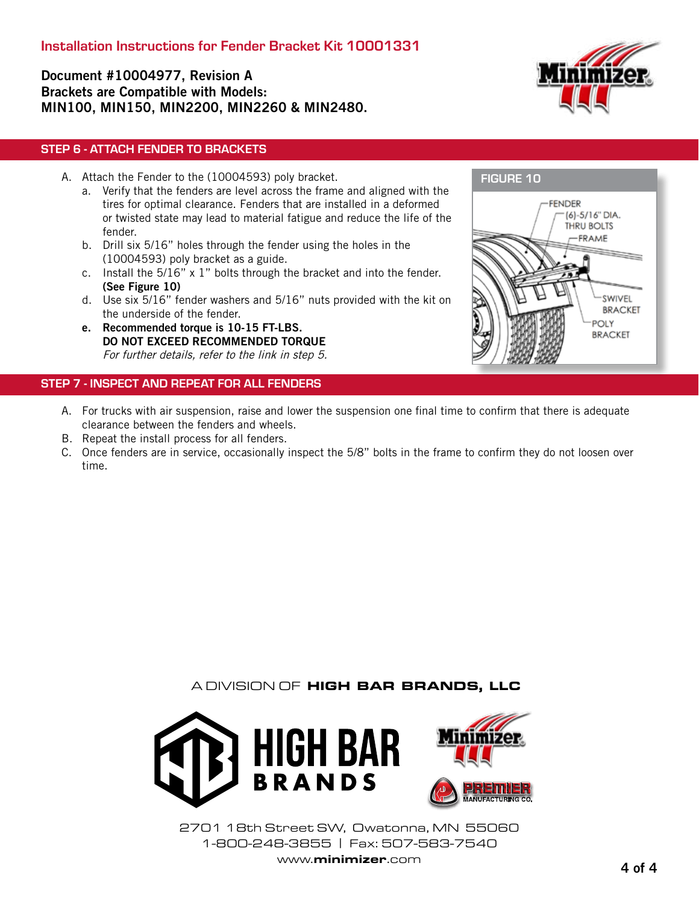Installation Instructions for Fender Bracket Kit 10001331

**Document #10004977, Revision A**
**Brackets are Compatible with Models:**
**MIN100, MIN150, MIN2200, MIN2260 & MIN2480.**

## STEP 6 - ATTACH FENDER TO BRACKETS

A. Attach the Fender to the (10004593) poly bracket.
   a. Verify that the fenders are level across the frame and aligned with the tires for optimal clearance. Fenders that are installed in a deformed or twisted state may lead to material fatigue and reduce the life of the fender.
   b. Drill six 5/16” holes through the fender using the holes in the (10004593) poly bracket as a guide.
   c. Install the 5/16” x 1” bolts through the bracket and into the fender. **(See Figure 10)**
   d. Use six 5/16” fender washers and 5/16” nuts provided with the kit on the underside of the fender.
   **e. Recommended torque is 10-15 FT-LBS.**
   **DO NOT EXCEED RECOMMENDED TORQUE**
   *For further details, refer to the link in step 5.*

FIGURE 10

FENDER
(6)-5/16" DIA. THRU BOLTS
FRAME
SWIVEL BRACKET
POLY BRACKET

## STEP 7 - INSPECT AND REPEAT FOR ALL FENDERS

A. For trucks with air suspension, raise and lower the suspension one final time to confirm that there is adequate clearance between the fenders and wheels.
B. Repeat the install process for all fenders.
C. Once fenders are in service, occasionally inspect the 5/8” bolts in the frame to confirm they do not loosen over time.

A DIVISION OF **HIGH BAR BRANDS, LLC**

2701 18th Street SW, Owatonna, MN 55060
1-800-248-3855 | Fax: 507-583-7540
www.**minimizer**.com